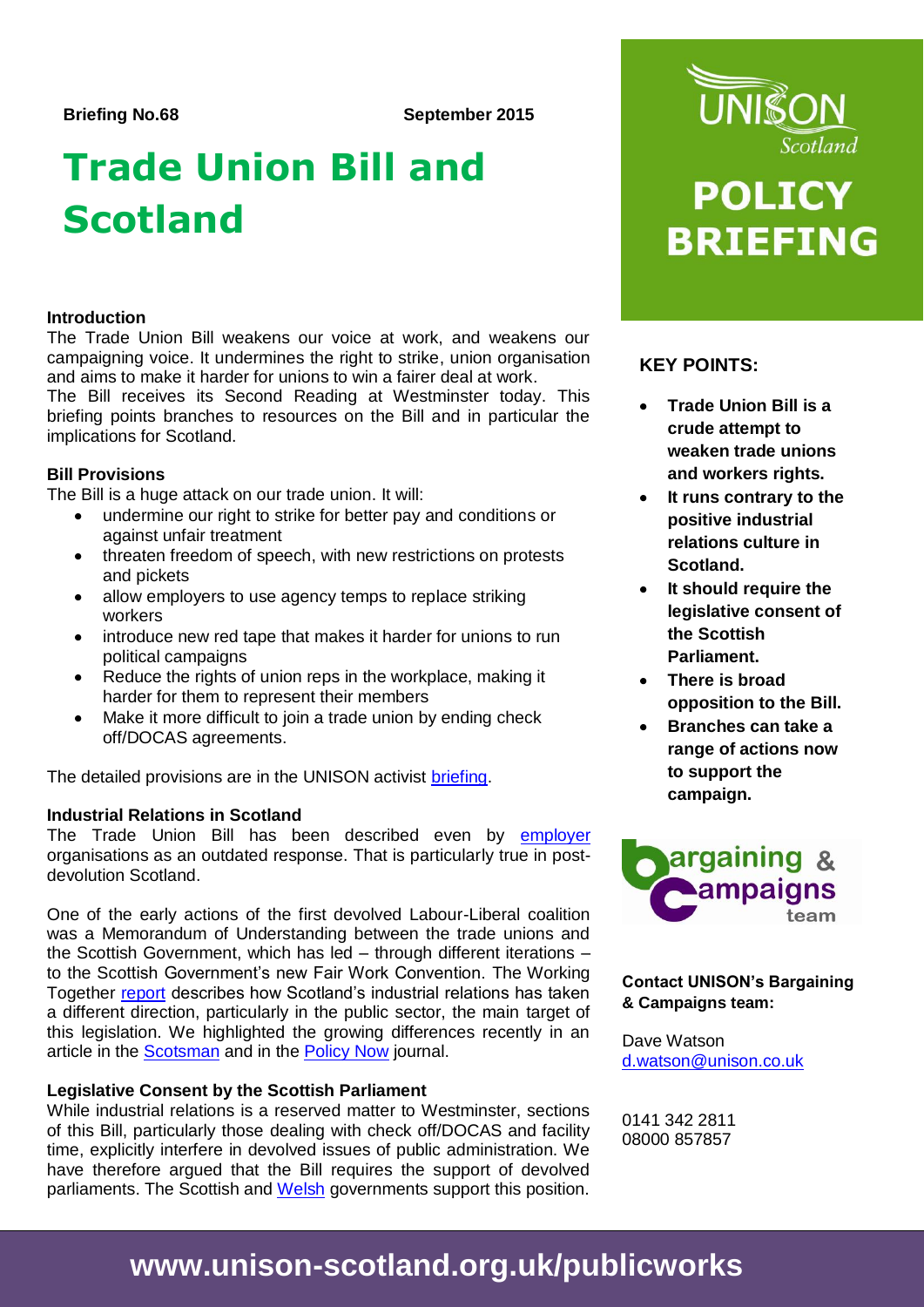**Briefing No.68** **September 2015**

# Trade Union Bill and Scotland

UNISON Scotland

**POLICY BRIEFING**

### Introduction

The Trade Union Bill weakens our voice at work, and weakens our campaigning voice. It undermines the right to strike, union organisation and aims to make it harder for unions to win a fairer deal at work.

The Bill receives its Second Reading at Westminster today. This briefing points branches to resources on the Bill and in particular the implications for Scotland.

### Bill Provisions

The Bill is a huge attack on our trade union. It will:

- undermine our right to strike for better pay and conditions or against unfair treatment
- threaten freedom of speech, with new restrictions on protests and pickets
- allow employers to use agency temps to replace striking workers
- introduce new red tape that makes it harder for unions to run political campaigns
- Reduce the rights of union reps in the workplace, making it harder for them to represent their members
- Make it more difficult to join a trade union by ending check off/DOCAS agreements.

The detailed provisions are in the UNISON activist briefing.

### Industrial Relations in Scotland

The Trade Union Bill has been described even by employer organisations as an outdated response. That is particularly true in post-devolution Scotland.

One of the early actions of the first devolved Labour-Liberal coalition was a Memorandum of Understanding between the trade unions and the Scottish Government, which has led – through different iterations – to the Scottish Government's new Fair Work Convention. The Working Together report describes how Scotland's industrial relations has taken a different direction, particularly in the public sector, the main target of this legislation. We highlighted the growing differences recently in an article in the Scotsman and in the Policy Now journal.

### Legislative Consent by the Scottish Parliament

While industrial relations is a reserved matter to Westminster, sections of this Bill, particularly those dealing with check off/DOCAS and facility time, explicitly interfere in devolved issues of public administration. We have therefore argued that the Bill requires the support of devolved parliaments. The Scottish and Welsh governments support this position.

### KEY POINTS:

- **Trade Union Bill is a crude attempt to weaken trade unions and workers rights.**
- **It runs contrary to the positive industrial relations culture in Scotland.**
- **It should require the legislative consent of the Scottish Parliament.**
- **There is broad opposition to the Bill.**
- **Branches can take a range of actions now to support the campaign.**

Bargaining & Campaigns team

**Contact UNISON's Bargaining & Campaigns team:**

Dave Watson
d.watson@unison.co.uk

0141 342 2811
08000 857857

**www.unison-scotland.org.uk/publicworks**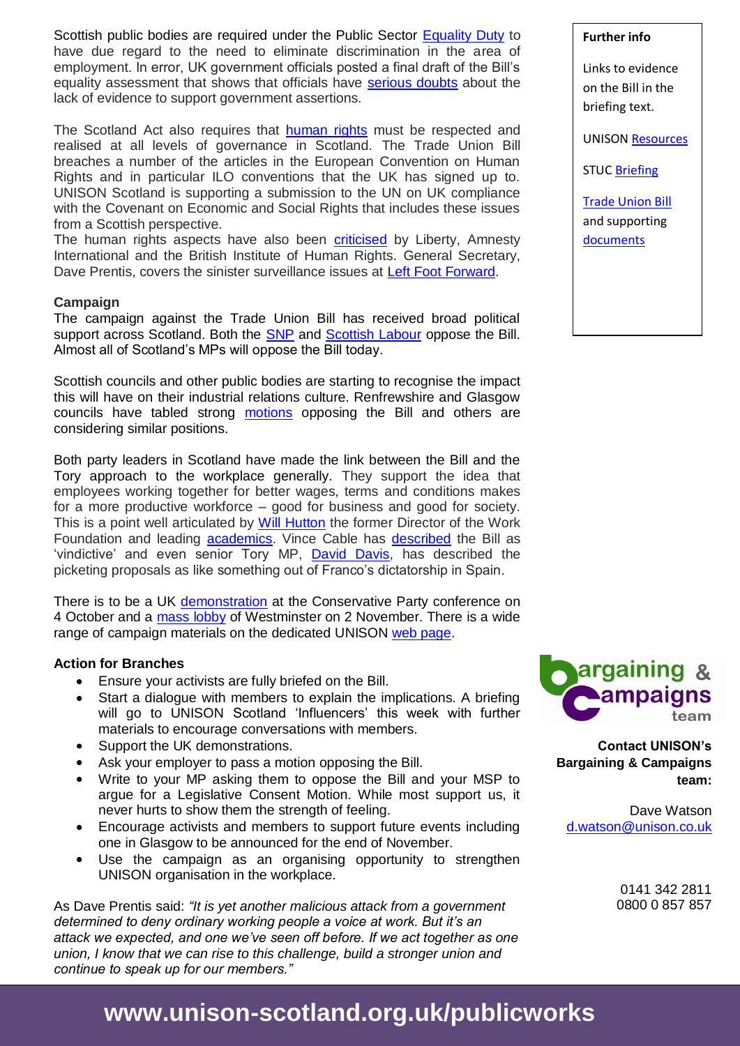Scottish public bodies are required under the Public Sector Equality Duty to have due regard to the need to eliminate discrimination in the area of employment. In error, UK government officials posted a final draft of the Bill's equality assessment that shows that officials have serious doubts about the lack of evidence to support government assertions.

The Scotland Act also requires that human rights must be respected and realised at all levels of governance in Scotland. The Trade Union Bill breaches a number of the articles in the European Convention on Human Rights and in particular ILO conventions that the UK has signed up to. UNISON Scotland is supporting a submission to the UN on UK compliance with the Covenant on Economic and Social Rights that includes these issues from a Scottish perspective.

The human rights aspects have also been criticised by Liberty, Amnesty International and the British Institute of Human Rights. General Secretary, Dave Prentis, covers the sinister surveillance issues at Left Foot Forward.

**Campaign**

The campaign against the Trade Union Bill has received broad political support across Scotland. Both the SNP and Scottish Labour oppose the Bill. Almost all of Scotland's MPs will oppose the Bill today.

Scottish councils and other public bodies are starting to recognise the impact this will have on their industrial relations culture. Renfrewshire and Glasgow councils have tabled strong motions opposing the Bill and others are considering similar positions.

Both party leaders in Scotland have made the link between the Bill and the Tory approach to the workplace generally. They support the idea that employees working together for better wages, terms and conditions makes for a more productive workforce – good for business and good for society. This is a point well articulated by Will Hutton the former Director of the Work Foundation and leading academics. Vince Cable has described the Bill as 'vindictive' and even senior Tory MP, David Davis, has described the picketing proposals as like something out of Franco's dictatorship in Spain.

There is to be a UK demonstration at the Conservative Party conference on 4 October and a mass lobby of Westminster on 2 November. There is a wide range of campaign materials on the dedicated UNISON web page.

**Action for Branches**

- Ensure your activists are fully briefed on the Bill.
- Start a dialogue with members to explain the implications. A briefing will go to UNISON Scotland 'Influencers' this week with further materials to encourage conversations with members.
- Support the UK demonstrations.
- Ask your employer to pass a motion opposing the Bill.
- Write to your MP asking them to oppose the Bill and your MSP to argue for a Legislative Consent Motion. While most support us, it never hurts to show them the strength of feeling.
- Encourage activists and members to support future events including one in Glasgow to be announced for the end of November.
- Use the campaign as an organising opportunity to strengthen UNISON organisation in the workplace.

As Dave Prentis said: *"It is yet another malicious attack from a government determined to deny ordinary working people a voice at work. But it's an attack we expected, and one we've seen off before. If we act together as one union, I know that we can rise to this challenge, build a stronger union and continue to speak up for our members."*

**Further info**

Links to evidence on the Bill in the briefing text.

UNISON Resources

STUC Briefing

Trade Union Bill and supporting documents

bargaining & campaigns team

**Contact UNISON's Bargaining & Campaigns team:**

Dave Watson
d.watson@unison.co.uk

0141 342 2811
0800 0 857 857

**www.unison-scotland.org.uk/publicworks**